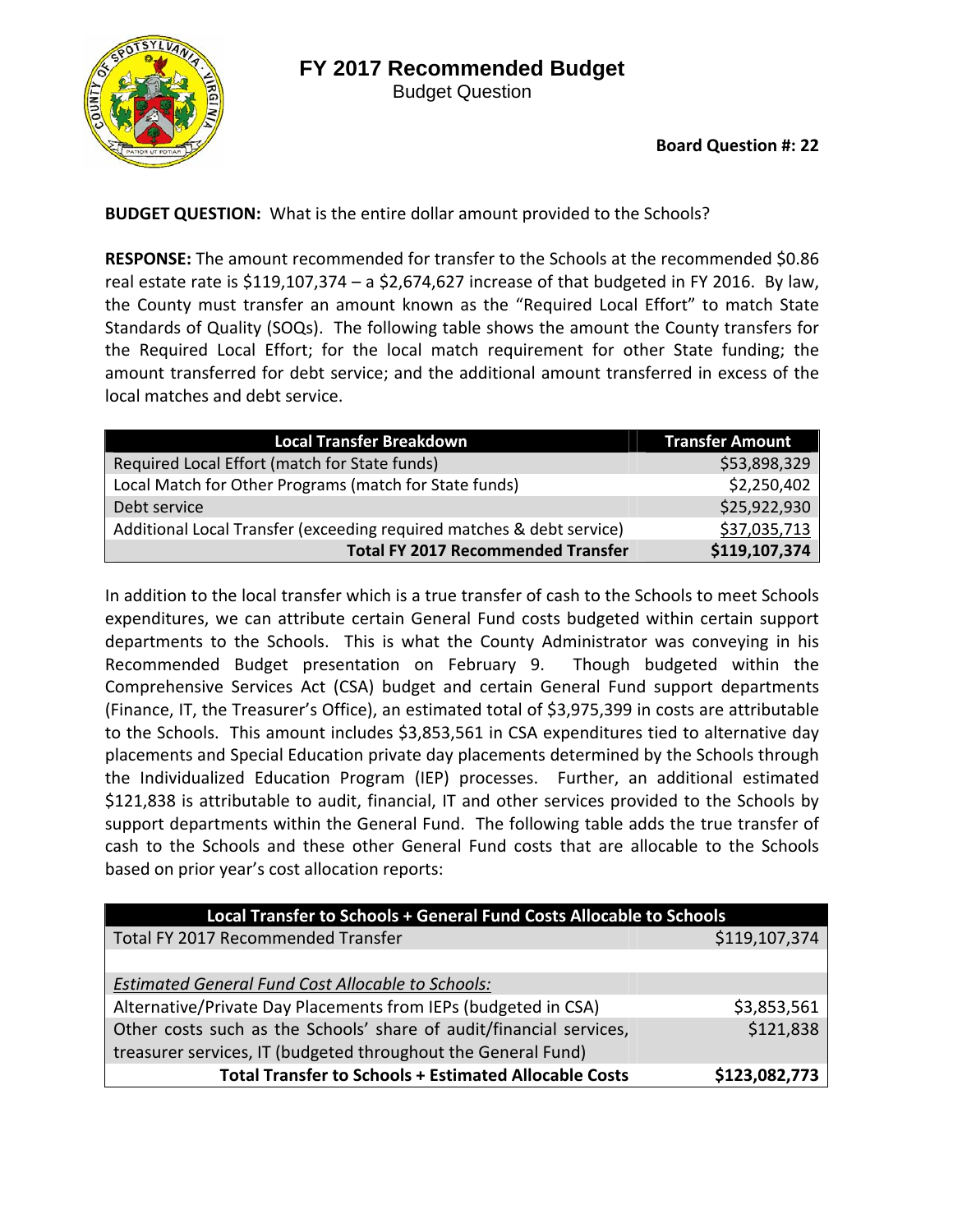# FY 2017 Recommended Budget

Budget Question

**Board Question #: 22**

**BUDGET QUESTION:** What is the entire dollar amount provided to the Schools?

**RESPONSE:** The amount recommended for transfer to the Schools at the recommended $0.86 real estate rate is $119,107,374 – a $2,674,627 increase of that budgeted in FY 2016. By law, the County must transfer an amount known as the "Required Local Effort" to match State Standards of Quality (SOQs). The following table shows the amount the County transfers for the Required Local Effort; for the local match requirement for other State funding; the amount transferred for debt service; and the additional amount transferred in excess of the local matches and debt service.

| Local Transfer Breakdown | Transfer Amount |
|---|---|
| Required Local Effort (match for State funds) | $53,898,329 |
| Local Match for Other Programs (match for State funds) | $2,250,402 |
| Debt service | $25,922,930 |
| Additional Local Transfer (exceeding required matches & debt service) | $37,035,713 |
| **Total FY 2017 Recommended Transfer** | **$119,107,374** |

In addition to the local transfer which is a true transfer of cash to the Schools to meet Schools expenditures, we can attribute certain General Fund costs budgeted within certain support departments to the Schools. This is what the County Administrator was conveying in his Recommended Budget presentation on February 9. Though budgeted within the Comprehensive Services Act (CSA) budget and certain General Fund support departments (Finance, IT, the Treasurer's Office), an estimated total of $3,975,399 in costs are attributable to the Schools. This amount includes $3,853,561 in CSA expenditures tied to alternative day placements and Special Education private day placements determined by the Schools through the Individualized Education Program (IEP) processes. Further, an additional estimated $121,838 is attributable to audit, financial, IT and other services provided to the Schools by support departments within the General Fund. The following table adds the true transfer of cash to the Schools and these other General Fund costs that are allocable to the Schools based on prior year's cost allocation reports:

| Local Transfer to Schools + General Fund Costs Allocable to Schools | |
|---|---|
| Total FY 2017 Recommended Transfer | $119,107,374 |
| | |
| *Estimated General Fund Cost Allocable to Schools:* | |
| Alternative/Private Day Placements from IEPs (budgeted in CSA) | $3,853,561 |
| Other costs such as the Schools' share of audit/financial services, treasurer services, IT (budgeted throughout the General Fund) | $121,838 |
| **Total Transfer to Schools + Estimated Allocable Costs** | **$123,082,773** |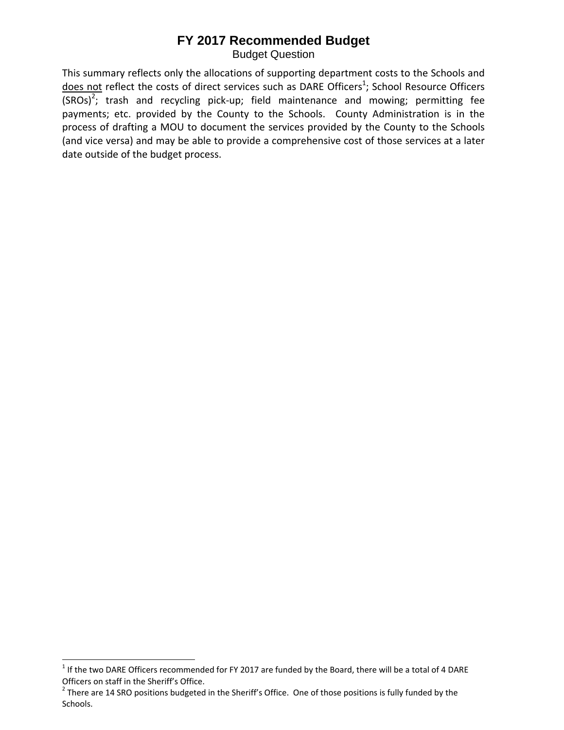# FY 2017 Recommended Budget

Budget Question

This summary reflects only the allocations of supporting department costs to the Schools and <u>does not</u> reflect the costs of direct services such as DARE Officers[1]; School Resource Officers (SROs)[2]; trash and recycling pick-up; field maintenance and mowing; permitting fee payments; etc. provided by the County to the Schools. County Administration is in the process of drafting a MOU to document the services provided by the County to the Schools (and vice versa) and may be able to provide a comprehensive cost of those services at a later date outside of the budget process.

---

[1] If the two DARE Officers recommended for FY 2017 are funded by the Board, there will be a total of 4 DARE Officers on staff in the Sheriff's Office.

[2] There are 14 SRO positions budgeted in the Sheriff's Office. One of those positions is fully funded by the Schools.